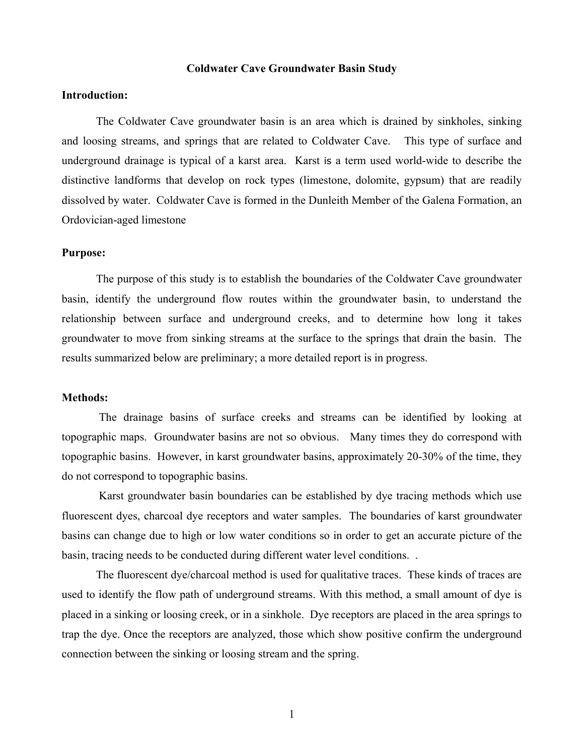# Coldwater Cave Groundwater Basin Study

## Introduction:

The Coldwater Cave groundwater basin is an area which is drained by sinkholes, sinking and loosing streams, and springs that are related to Coldwater Cave. This type of surface and underground drainage is typical of a karst area. Karst is a term used world-wide to describe the distinctive landforms that develop on rock types (limestone, dolomite, gypsum) that are readily dissolved by water. Coldwater Cave is formed in the Dunleith Member of the Galena Formation, an Ordovician-aged limestone

## Purpose:

The purpose of this study is to establish the boundaries of the Coldwater Cave groundwater basin, identify the underground flow routes within the groundwater basin, to understand the relationship between surface and underground creeks, and to determine how long it takes groundwater to move from sinking streams at the surface to the springs that drain the basin. The results summarized below are preliminary; a more detailed report is in progress.

## Methods:

The drainage basins of surface creeks and streams can be identified by looking at topographic maps. Groundwater basins are not so obvious. Many times they do correspond with topographic basins. However, in karst groundwater basins, approximately 20-30% of the time, they do not correspond to topographic basins.

Karst groundwater basin boundaries can be established by dye tracing methods which use fluorescent dyes, charcoal dye receptors and water samples. The boundaries of karst groundwater basins can change due to high or low water conditions so in order to get an accurate picture of the basin, tracing needs to be conducted during different water level conditions. .

The fluorescent dye/charcoal method is used for qualitative traces. These kinds of traces are used to identify the flow path of underground streams. With this method, a small amount of dye is placed in a sinking or loosing creek, or in a sinkhole. Dye receptors are placed in the area springs to trap the dye. Once the receptors are analyzed, those which show positive confirm the underground connection between the sinking or loosing stream and the spring.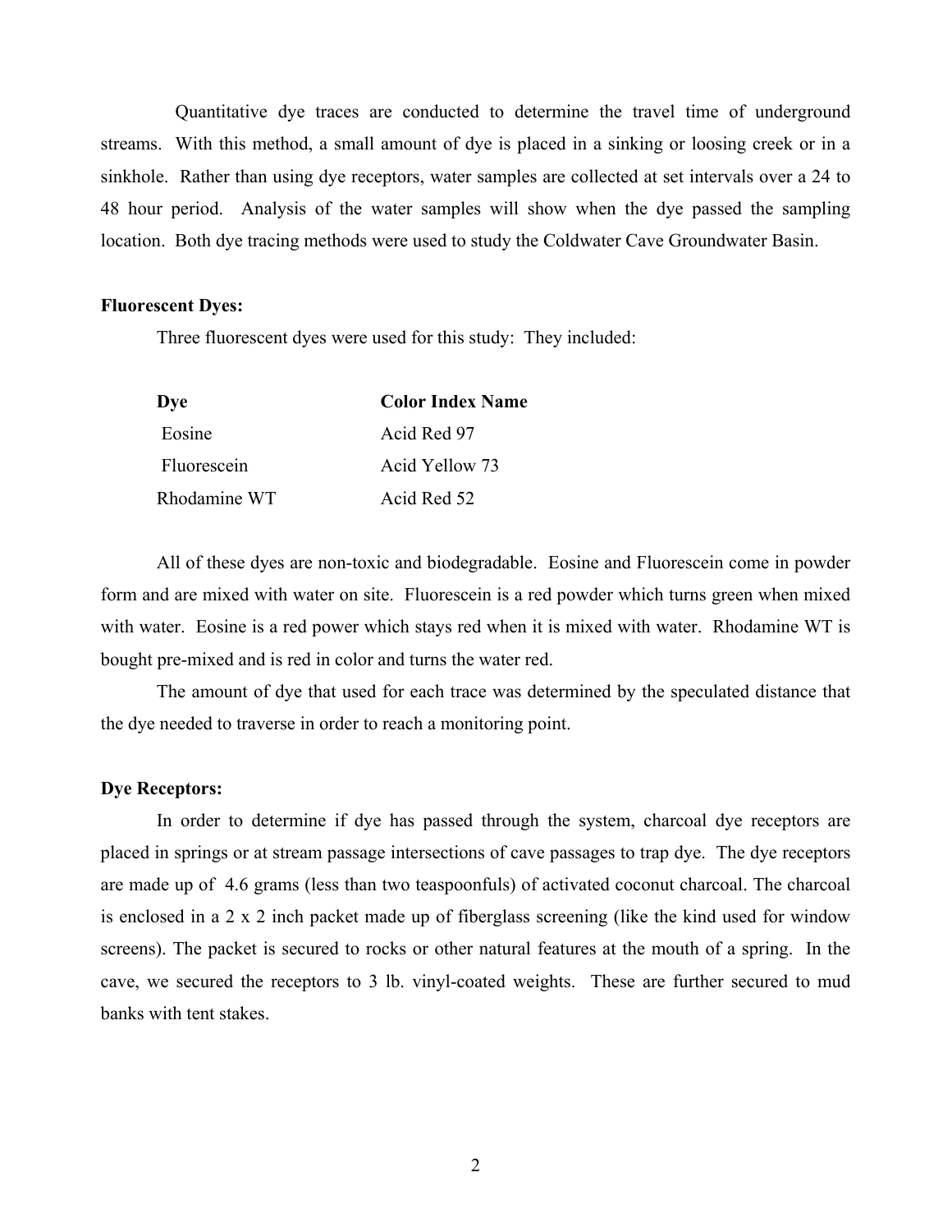Quantitative dye traces are conducted to determine the travel time of underground streams. With this method, a small amount of dye is placed in a sinking or loosing creek or in a sinkhole. Rather than using dye receptors, water samples are collected at set intervals over a 24 to 48 hour period. Analysis of the water samples will show when the dye passed the sampling location. Both dye tracing methods were used to study the Coldwater Cave Groundwater Basin.

**Fluorescent Dyes:**

Three fluorescent dyes were used for this study: They included:

| **Dye** | **Color Index Name** |
|---|---|
| Eosine | Acid Red 97 |
| Fluorescein | Acid Yellow 73 |
| Rhodamine WT | Acid Red 52 |

All of these dyes are non-toxic and biodegradable. Eosine and Fluorescein come in powder form and are mixed with water on site. Fluorescein is a red powder which turns green when mixed with water. Eosine is a red power which stays red when it is mixed with water. Rhodamine WT is bought pre-mixed and is red in color and turns the water red.

The amount of dye that used for each trace was determined by the speculated distance that the dye needed to traverse in order to reach a monitoring point.

**Dye Receptors:**

In order to determine if dye has passed through the system, charcoal dye receptors are placed in springs or at stream passage intersections of cave passages to trap dye. The dye receptors are made up of 4.6 grams (less than two teaspoonfuls) of activated coconut charcoal. The charcoal is enclosed in a 2 x 2 inch packet made up of fiberglass screening (like the kind used for window screens). The packet is secured to rocks or other natural features at the mouth of a spring. In the cave, we secured the receptors to 3 lb. vinyl-coated weights. These are further secured to mud banks with tent stakes.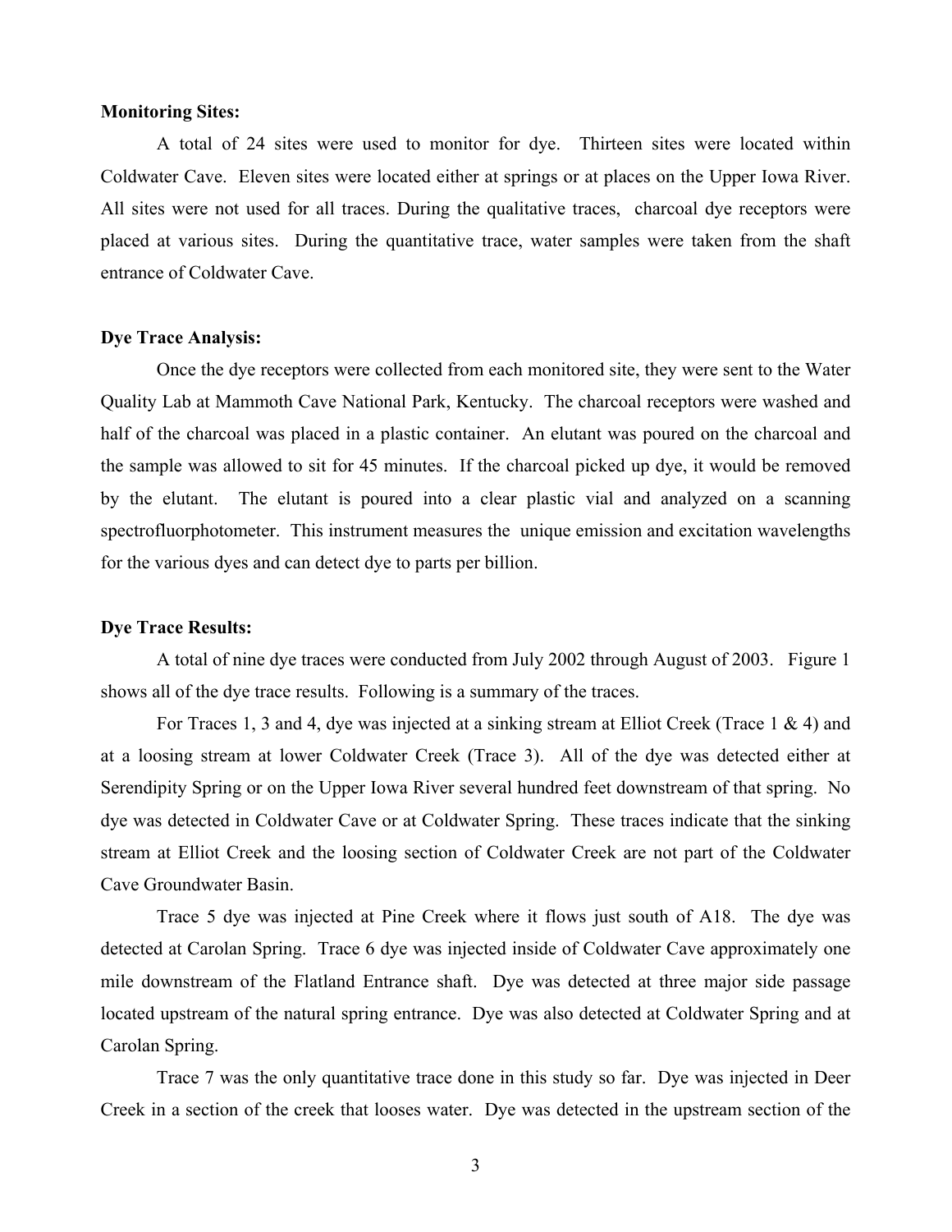**Monitoring Sites:**

A total of 24 sites were used to monitor for dye. Thirteen sites were located within Coldwater Cave. Eleven sites were located either at springs or at places on the Upper Iowa River. All sites were not used for all traces. During the qualitative traces, charcoal dye receptors were placed at various sites. During the quantitative trace, water samples were taken from the shaft entrance of Coldwater Cave.

**Dye Trace Analysis:**

Once the dye receptors were collected from each monitored site, they were sent to the Water Quality Lab at Mammoth Cave National Park, Kentucky. The charcoal receptors were washed and half of the charcoal was placed in a plastic container. An elutant was poured on the charcoal and the sample was allowed to sit for 45 minutes. If the charcoal picked up dye, it would be removed by the elutant. The elutant is poured into a clear plastic vial and analyzed on a scanning spectrofluorphotometer. This instrument measures the unique emission and excitation wavelengths for the various dyes and can detect dye to parts per billion.

**Dye Trace Results:**

A total of nine dye traces were conducted from July 2002 through August of 2003. Figure 1 shows all of the dye trace results. Following is a summary of the traces.

For Traces 1, 3 and 4, dye was injected at a sinking stream at Elliot Creek (Trace 1 & 4) and at a loosing stream at lower Coldwater Creek (Trace 3). All of the dye was detected either at Serendipity Spring or on the Upper Iowa River several hundred feet downstream of that spring. No dye was detected in Coldwater Cave or at Coldwater Spring. These traces indicate that the sinking stream at Elliot Creek and the loosing section of Coldwater Creek are not part of the Coldwater Cave Groundwater Basin.

Trace 5 dye was injected at Pine Creek where it flows just south of A18. The dye was detected at Carolan Spring. Trace 6 dye was injected inside of Coldwater Cave approximately one mile downstream of the Flatland Entrance shaft. Dye was detected at three major side passage located upstream of the natural spring entrance. Dye was also detected at Coldwater Spring and at Carolan Spring.

Trace 7 was the only quantitative trace done in this study so far. Dye was injected in Deer Creek in a section of the creek that looses water. Dye was detected in the upstream section of the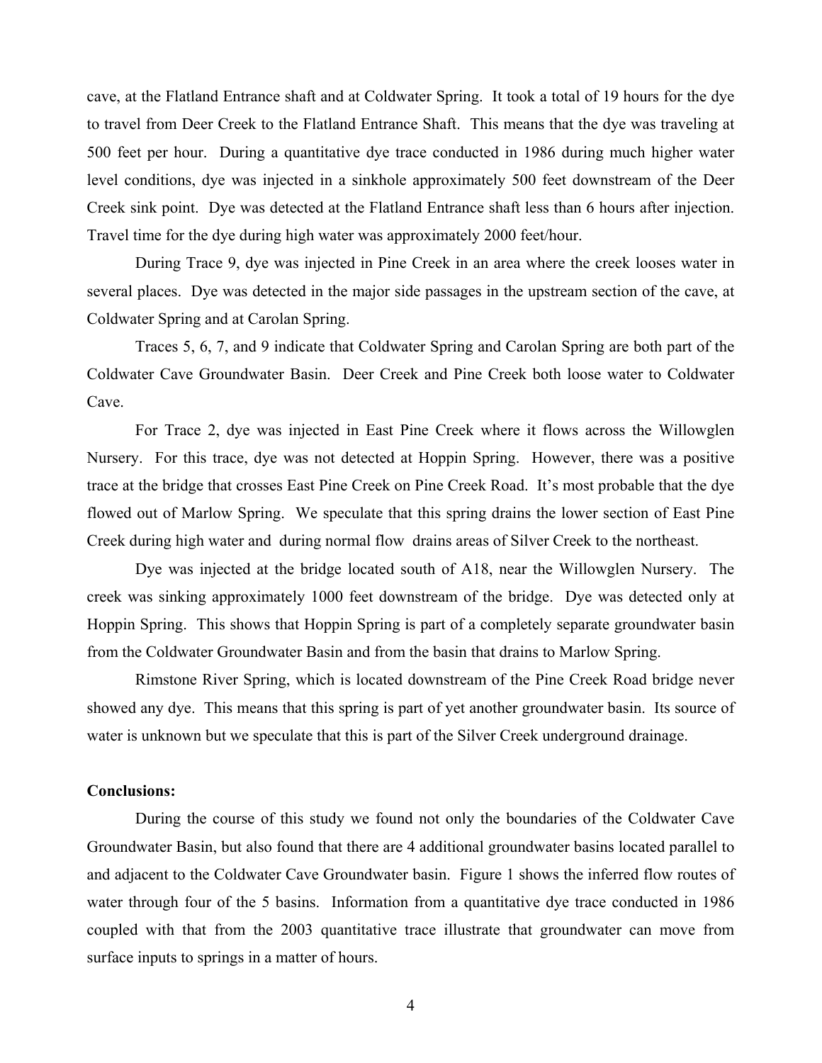cave, at the Flatland Entrance shaft and at Coldwater Spring. It took a total of 19 hours for the dye to travel from Deer Creek to the Flatland Entrance Shaft. This means that the dye was traveling at 500 feet per hour. During a quantitative dye trace conducted in 1986 during much higher water level conditions, dye was injected in a sinkhole approximately 500 feet downstream of the Deer Creek sink point. Dye was detected at the Flatland Entrance shaft less than 6 hours after injection. Travel time for the dye during high water was approximately 2000 feet/hour.

During Trace 9, dye was injected in Pine Creek in an area where the creek looses water in several places. Dye was detected in the major side passages in the upstream section of the cave, at Coldwater Spring and at Carolan Spring.

Traces 5, 6, 7, and 9 indicate that Coldwater Spring and Carolan Spring are both part of the Coldwater Cave Groundwater Basin. Deer Creek and Pine Creek both loose water to Coldwater Cave.

For Trace 2, dye was injected in East Pine Creek where it flows across the Willowglen Nursery. For this trace, dye was not detected at Hoppin Spring. However, there was a positive trace at the bridge that crosses East Pine Creek on Pine Creek Road. It's most probable that the dye flowed out of Marlow Spring. We speculate that this spring drains the lower section of East Pine Creek during high water and during normal flow drains areas of Silver Creek to the northeast.

Dye was injected at the bridge located south of A18, near the Willowglen Nursery. The creek was sinking approximately 1000 feet downstream of the bridge. Dye was detected only at Hoppin Spring. This shows that Hoppin Spring is part of a completely separate groundwater basin from the Coldwater Groundwater Basin and from the basin that drains to Marlow Spring.

Rimstone River Spring, which is located downstream of the Pine Creek Road bridge never showed any dye. This means that this spring is part of yet another groundwater basin. Its source of water is unknown but we speculate that this is part of the Silver Creek underground drainage.

**Conclusions:**

During the course of this study we found not only the boundaries of the Coldwater Cave Groundwater Basin, but also found that there are 4 additional groundwater basins located parallel to and adjacent to the Coldwater Cave Groundwater basin. Figure 1 shows the inferred flow routes of water through four of the 5 basins. Information from a quantitative dye trace conducted in 1986 coupled with that from the 2003 quantitative trace illustrate that groundwater can move from surface inputs to springs in a matter of hours.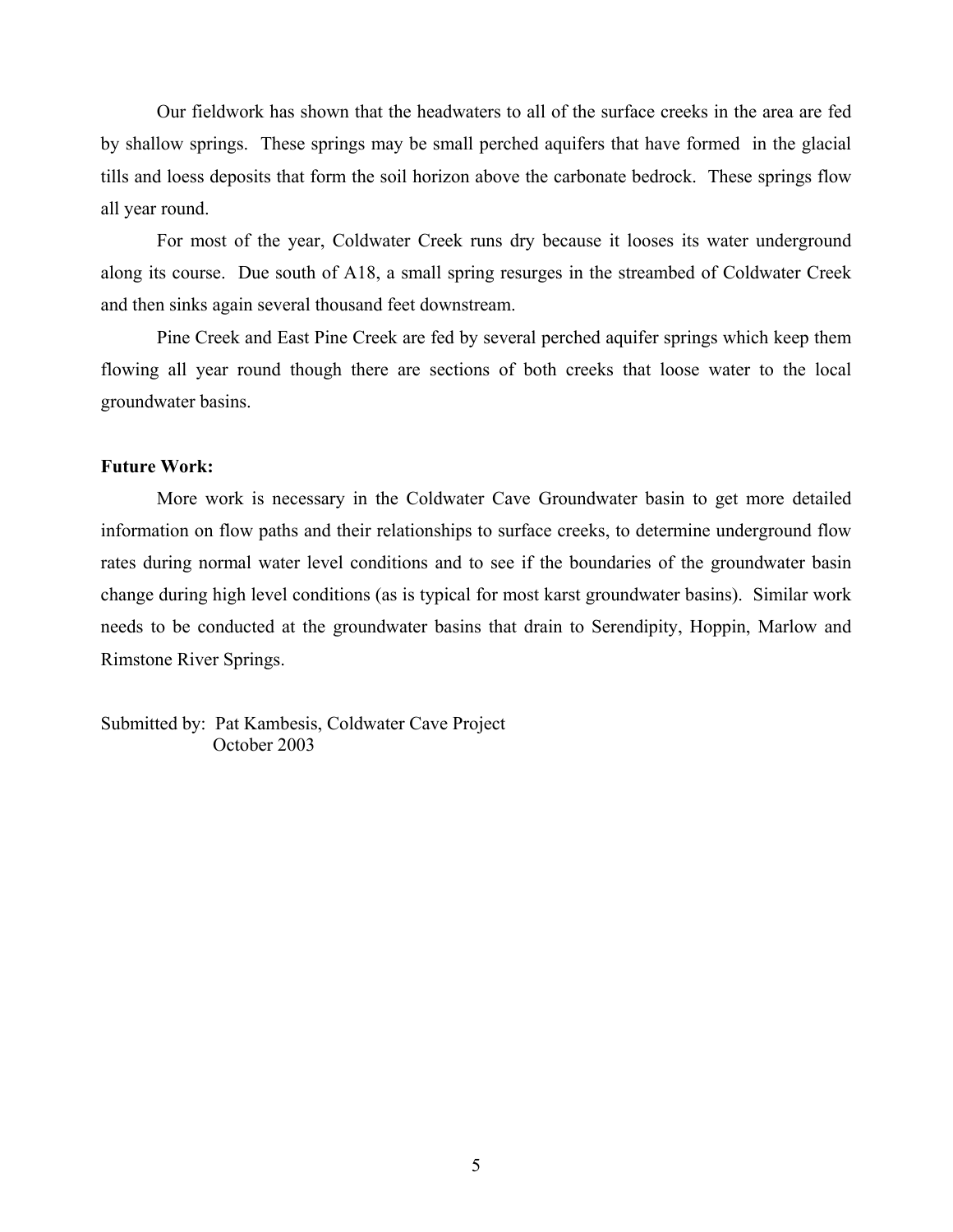Our fieldwork has shown that the headwaters to all of the surface creeks in the area are fed by shallow springs. These springs may be small perched aquifers that have formed in the glacial tills and loess deposits that form the soil horizon above the carbonate bedrock. These springs flow all year round.

For most of the year, Coldwater Creek runs dry because it looses its water underground along its course. Due south of A18, a small spring resurges in the streambed of Coldwater Creek and then sinks again several thousand feet downstream.

Pine Creek and East Pine Creek are fed by several perched aquifer springs which keep them flowing all year round though there are sections of both creeks that loose water to the local groundwater basins.

**Future Work:**

More work is necessary in the Coldwater Cave Groundwater basin to get more detailed information on flow paths and their relationships to surface creeks, to determine underground flow rates during normal water level conditions and to see if the boundaries of the groundwater basin change during high level conditions (as is typical for most karst groundwater basins). Similar work needs to be conducted at the groundwater basins that drain to Serendipity, Hoppin, Marlow and Rimstone River Springs.

Submitted by: Pat Kambesis, Coldwater Cave Project
October 2003